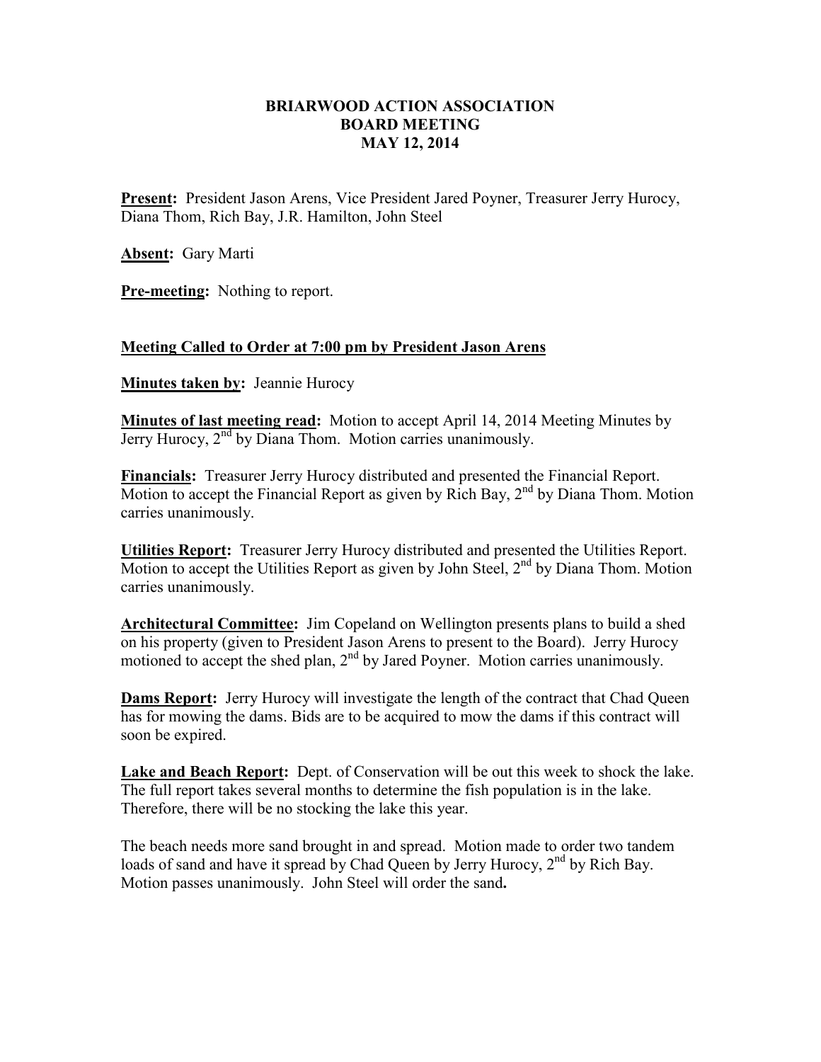# BRIARWOOD ACTION ASSOCIATION
## BOARD MEETING
## MAY 12, 2014

**Present:** President Jason Arens, Vice President Jared Poyner, Treasurer Jerry Hurocy, Diana Thom, Rich Bay, J.R. Hamilton, John Steel

**Absent:** Gary Marti

**Pre-meeting:** Nothing to report.

**Meeting Called to Order at 7:00 pm by President Jason Arens**

**Minutes taken by:** Jeannie Hurocy

**Minutes of last meeting read:** Motion to accept April 14, 2014 Meeting Minutes by Jerry Hurocy, 2nd by Diana Thom. Motion carries unanimously.

**Financials:** Treasurer Jerry Hurocy distributed and presented the Financial Report. Motion to accept the Financial Report as given by Rich Bay, 2nd by Diana Thom. Motion carries unanimously.

**Utilities Report:** Treasurer Jerry Hurocy distributed and presented the Utilities Report. Motion to accept the Utilities Report as given by John Steel, 2nd by Diana Thom. Motion carries unanimously.

**Architectural Committee:** Jim Copeland on Wellington presents plans to build a shed on his property (given to President Jason Arens to present to the Board). Jerry Hurocy motioned to accept the shed plan, 2nd by Jared Poyner. Motion carries unanimously.

**Dams Report:** Jerry Hurocy will investigate the length of the contract that Chad Queen has for mowing the dams. Bids are to be acquired to mow the dams if this contract will soon be expired.

**Lake and Beach Report:** Dept. of Conservation will be out this week to shock the lake. The full report takes several months to determine the fish population is in the lake. Therefore, there will be no stocking the lake this year.

The beach needs more sand brought in and spread. Motion made to order two tandem loads of sand and have it spread by Chad Queen by Jerry Hurocy, 2nd by Rich Bay. Motion passes unanimously. John Steel will order the sand.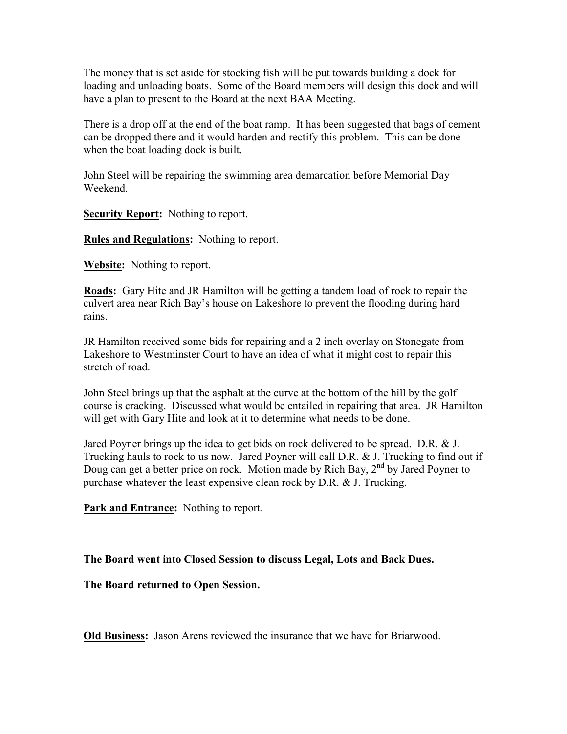The money that is set aside for stocking fish will be put towards building a dock for loading and unloading boats. Some of the Board members will design this dock and will have a plan to present to the Board at the next BAA Meeting.

There is a drop off at the end of the boat ramp. It has been suggested that bags of cement can be dropped there and it would harden and rectify this problem. This can be done when the boat loading dock is built.

John Steel will be repairing the swimming area demarcation before Memorial Day Weekend.

**Security Report:** Nothing to report.

**Rules and Regulations:** Nothing to report.

**Website:** Nothing to report.

**Roads:** Gary Hite and JR Hamilton will be getting a tandem load of rock to repair the culvert area near Rich Bay's house on Lakeshore to prevent the flooding during hard rains.

JR Hamilton received some bids for repairing and a 2 inch overlay on Stonegate from Lakeshore to Westminster Court to have an idea of what it might cost to repair this stretch of road.

John Steel brings up that the asphalt at the curve at the bottom of the hill by the golf course is cracking. Discussed what would be entailed in repairing that area. JR Hamilton will get with Gary Hite and look at it to determine what needs to be done.

Jared Poyner brings up the idea to get bids on rock delivered to be spread. D.R. & J. Trucking hauls to rock to us now. Jared Poyner will call D.R. & J. Trucking to find out if Doug can get a better price on rock. Motion made by Rich Bay, 2nd by Jared Poyner to purchase whatever the least expensive clean rock by D.R. & J. Trucking.

**Park and Entrance:** Nothing to report.

**The Board went into Closed Session to discuss Legal, Lots and Back Dues.**

**The Board returned to Open Session.**

**Old Business:** Jason Arens reviewed the insurance that we have for Briarwood.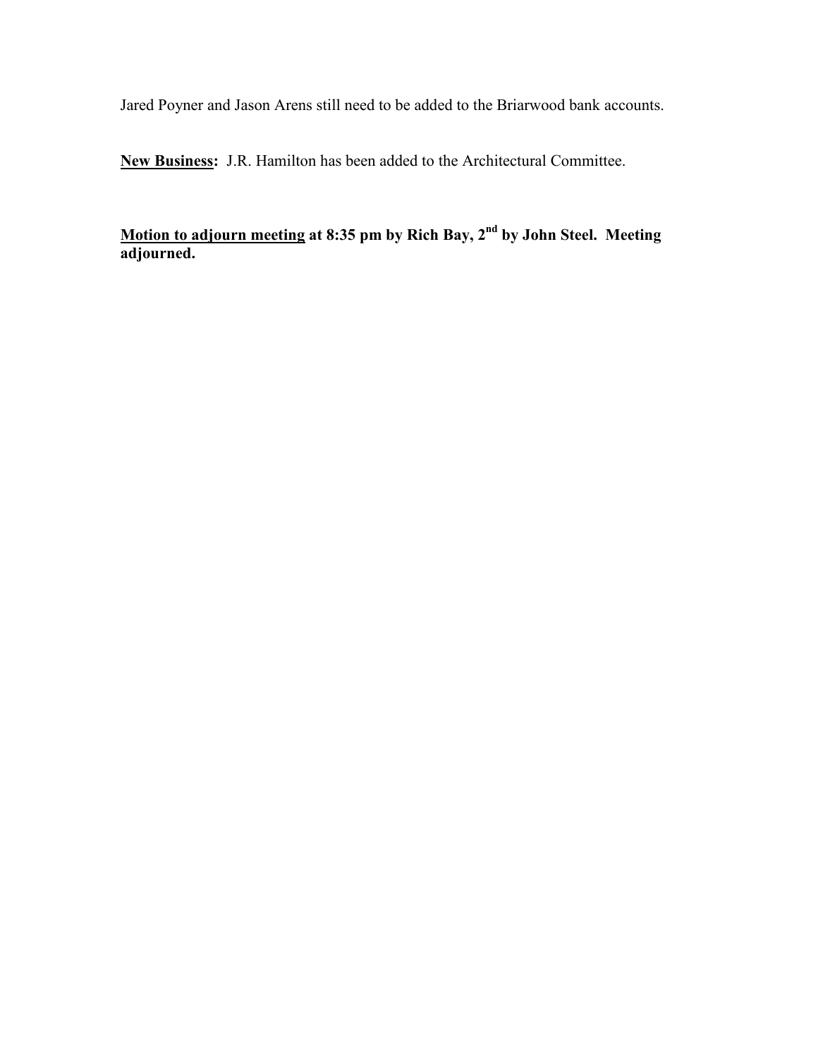Jared Poyner and Jason Arens still need to be added to the Briarwood bank accounts.

**New Business:** J.R. Hamilton has been added to the Architectural Committee.

**Motion to adjourn meeting at 8:35 pm by Rich Bay, 2nd by John Steel. Meeting adjourned.**